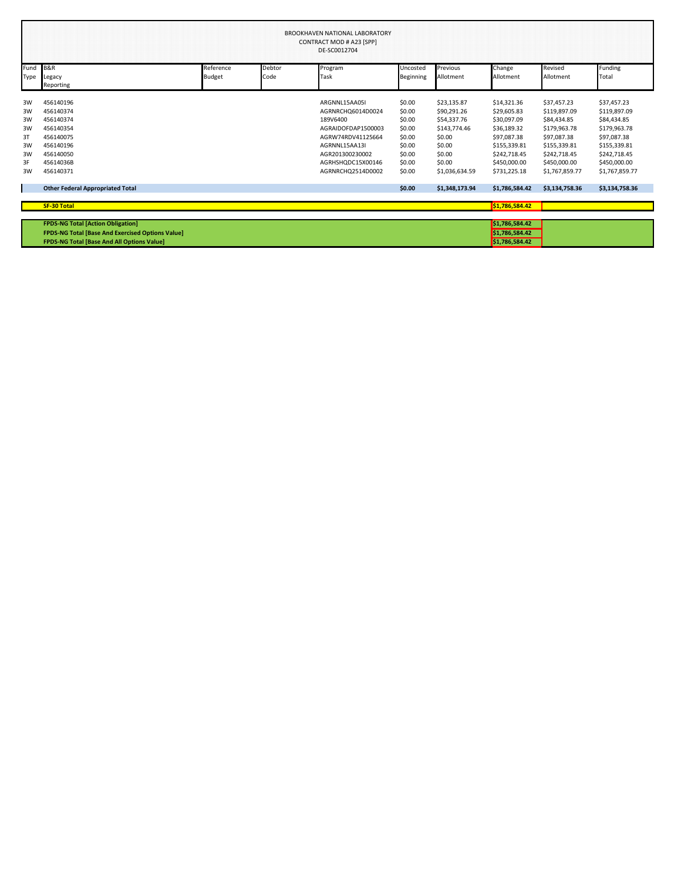BROOKHAVEN NATIONAL LABORATORY
CONTRACT MOD # A23 [SPP]
DE-SC0012704

| Fund Type | B&R Legacy Reporting | Reference Budget | Debtor Code | Program Task | Uncosted Beginning | Previous Allotment | Change Allotment | Revised Allotment | Funding Total |
|---|---|---|---|---|---|---|---|---|---|
| 3W | 456140196 | | | ARGNNL15AA05I | $0.00 | $23,135.87 | $14,321.36 | $37,457.23 | $37,457.23 |
| 3W | 456140374 | | | AGRNRCHQ6014D0024 | $0.00 | $90,291.26 | $29,605.83 | $119,897.09 | $119,897.09 |
| 3W | 456140374 | | | 189V6400 | $0.00 | $54,337.76 | $30,097.09 | $84,434.85 | $84,434.85 |
| 3W | 456140354 | | | AGRAIDOFDAP1500003 | $0.00 | $143,774.46 | $36,189.32 | $179,963.78 | $179,963.78 |
| 3T | 456140075 | | | AGRW74RDV41125664 | $0.00 | $0.00 | $97,087.38 | $97,087.38 | $97,087.38 |
| 3W | 456140196 | | | AGRNNL15AA13I | $0.00 | $0.00 | $155,339.81 | $155,339.81 | $155,339.81 |
| 3W | 456140050 | | | AGR201300230002 | $0.00 | $0.00 | $242,718.45 | $242,718.45 | $242,718.45 |
| 3F | 45614036B | | | AGRHSHQDC15X00146 | $0.00 | $0.00 | $450,000.00 | $450,000.00 | $450,000.00 |
| 3W | 456140371 | | | AGRNRCHQ2514D0002 | $0.00 | $1,036,634.59 | $731,225.18 | $1,767,859.77 | $1,767,859.77 |
| | **Other Federal Appropriated Total** | | | | **$0.00** | **$1,348,173.94** | **$1,786,584.42** | **$3,134,758.36** | **$3,134,758.36** |
| | **SF-30 Total** | | | | | | **$1,786,584.42** | | |
| | **FPDS-NG Total [Action Obligation]** | | | | | | **$1,786,584.42** | | |
| | **FPDS-NG Total [Base And Exercised Options Value]** | | | | | | **$1,786,584.42** | | |
| | **FPDS-NG Total [Base And All Options Value]** | | | | | | **$1,786,584.42** | | |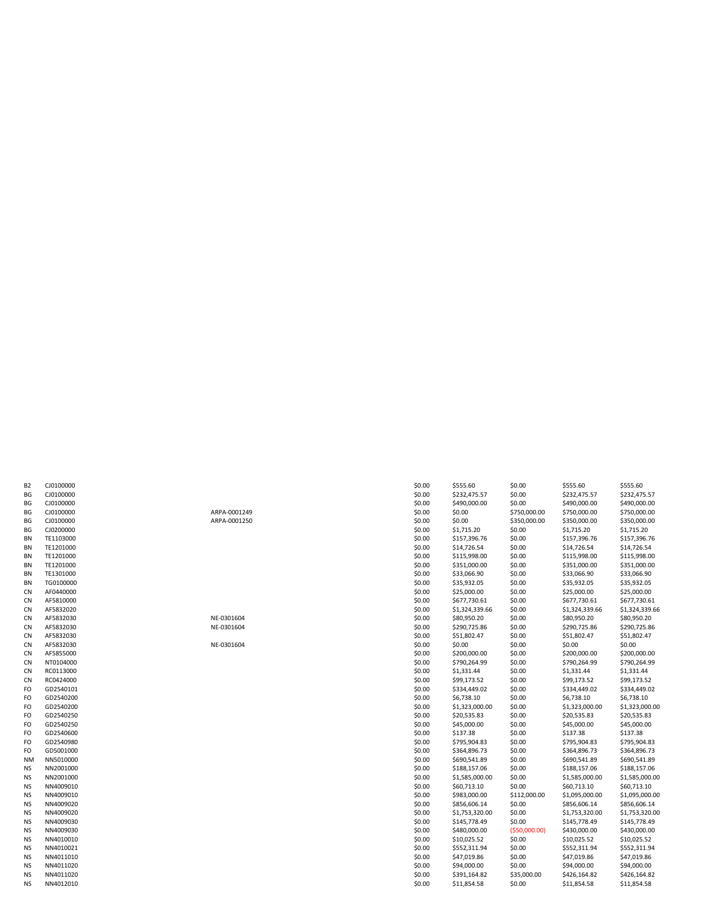| | | | | | | | |
|---|---|---|---|---|---|---|---|
| B2 | CJ0100000 | | $0.00 | $555.60 | $0.00 | $555.60 | $555.60 |
| BG | CJ0100000 | | $0.00 | $232,475.57 | $0.00 | $232,475.57 | $232,475.57 |
| BG | CJ0100000 | | $0.00 | $490,000.00 | $0.00 | $490,000.00 | $490,000.00 |
| BG | CJ0100000 | ARPA-0001249 | $0.00 | $0.00 | $750,000.00 | $750,000.00 | $750,000.00 |
| BG | CJ0100000 | ARPA-0001250 | $0.00 | $0.00 | $350,000.00 | $350,000.00 | $350,000.00 |
| BG | CJ0200000 | | $0.00 | $1,715.20 | $0.00 | $1,715.20 | $1,715.20 |
| BN | TE1103000 | | $0.00 | $157,396.76 | $0.00 | $157,396.76 | $157,396.76 |
| BN | TE1201000 | | $0.00 | $14,726.54 | $0.00 | $14,726.54 | $14,726.54 |
| BN | TE1201000 | | $0.00 | $115,998.00 | $0.00 | $115,998.00 | $115,998.00 |
| BN | TE1201000 | | $0.00 | $351,000.00 | $0.00 | $351,000.00 | $351,000.00 |
| BN | TE1301000 | | $0.00 | $33,066.90 | $0.00 | $33,066.90 | $33,066.90 |
| BN | TG0100000 | | $0.00 | $35,932.05 | $0.00 | $35,932.05 | $35,932.05 |
| CN | AF0440000 | | $0.00 | $25,000.00 | $0.00 | $25,000.00 | $25,000.00 |
| CN | AF5810000 | | $0.00 | $677,730.61 | $0.00 | $677,730.61 | $677,730.61 |
| CN | AF5832020 | | $0.00 | $1,324,339.66 | $0.00 | $1,324,339.66 | $1,324,339.66 |
| CN | AF5832030 | NE-0301604 | $0.00 | $80,950.20 | $0.00 | $80,950.20 | $80,950.20 |
| CN | AF5832030 | NE-0301604 | $0.00 | $290,725.86 | $0.00 | $290,725.86 | $290,725.86 |
| CN | AF5832030 | | $0.00 | $51,802.47 | $0.00 | $51,802.47 | $51,802.47 |
| CN | AF5832030 | NE-0301604 | $0.00 | $0.00 | $0.00 | $0.00 | $0.00 |
| CN | AF5855000 | | $0.00 | $200,000.00 | $0.00 | $200,000.00 | $200,000.00 |
| CN | NT0104000 | | $0.00 | $790,264.99 | $0.00 | $790,264.99 | $790,264.99 |
| CN | RC0113000 | | $0.00 | $1,331.44 | $0.00 | $1,331.44 | $1,331.44 |
| CN | RC0424000 | | $0.00 | $99,173.52 | $0.00 | $99,173.52 | $99,173.52 |
| FO | GD2540101 | | $0.00 | $334,449.02 | $0.00 | $334,449.02 | $334,449.02 |
| FO | GD2540200 | | $0.00 | $6,738.10 | $0.00 | $6,738.10 | $6,738.10 |
| FO | GD2540200 | | $0.00 | $1,323,000.00 | $0.00 | $1,323,000.00 | $1,323,000.00 |
| FO | GD2540250 | | $0.00 | $20,535.83 | $0.00 | $20,535.83 | $20,535.83 |
| FO | GD2540250 | | $0.00 | $45,000.00 | $0.00 | $45,000.00 | $45,000.00 |
| FO | GD2540600 | | $0.00 | $137.38 | $0.00 | $137.38 | $137.38 |
| FO | GD2540980 | | $0.00 | $795,904.83 | $0.00 | $795,904.83 | $795,904.83 |
| FO | GD5001000 | | $0.00 | $364,896.73 | $0.00 | $364,896.73 | $364,896.73 |
| NM | NN5010000 | | $0.00 | $690,541.89 | $0.00 | $690,541.89 | $690,541.89 |
| NS | NN2001000 | | $0.00 | $188,157.06 | $0.00 | $188,157.06 | $188,157.06 |
| NS | NN2001000 | | $0.00 | $1,585,000.00 | $0.00 | $1,585,000.00 | $1,585,000.00 |
| NS | NN4009010 | | $0.00 | $60,713.10 | $0.00 | $60,713.10 | $60,713.10 |
| NS | NN4009010 | | $0.00 | $983,000.00 | $112,000.00 | $1,095,000.00 | $1,095,000.00 |
| NS | NN4009020 | | $0.00 | $856,606.14 | $0.00 | $856,606.14 | $856,606.14 |
| NS | NN4009020 | | $0.00 | $1,753,320.00 | $0.00 | $1,753,320.00 | $1,753,320.00 |
| NS | NN4009030 | | $0.00 | $145,778.49 | $0.00 | $145,778.49 | $145,778.49 |
| NS | NN4009030 | | $0.00 | $480,000.00 | ($50,000.00) | $430,000.00 | $430,000.00 |
| NS | NN4010010 | | $0.00 | $10,025.52 | $0.00 | $10,025.52 | $10,025.52 |
| NS | NN4010021 | | $0.00 | $552,311.94 | $0.00 | $552,311.94 | $552,311.94 |
| NS | NN4011010 | | $0.00 | $47,019.86 | $0.00 | $47,019.86 | $47,019.86 |
| NS | NN4011020 | | $0.00 | $94,000.00 | $0.00 | $94,000.00 | $94,000.00 |
| NS | NN4011020 | | $0.00 | $391,164.82 | $35,000.00 | $426,164.82 | $426,164.82 |
| NS | NN4012010 | | $0.00 | $11,854.58 | $0.00 | $11,854.58 | $11,854.58 |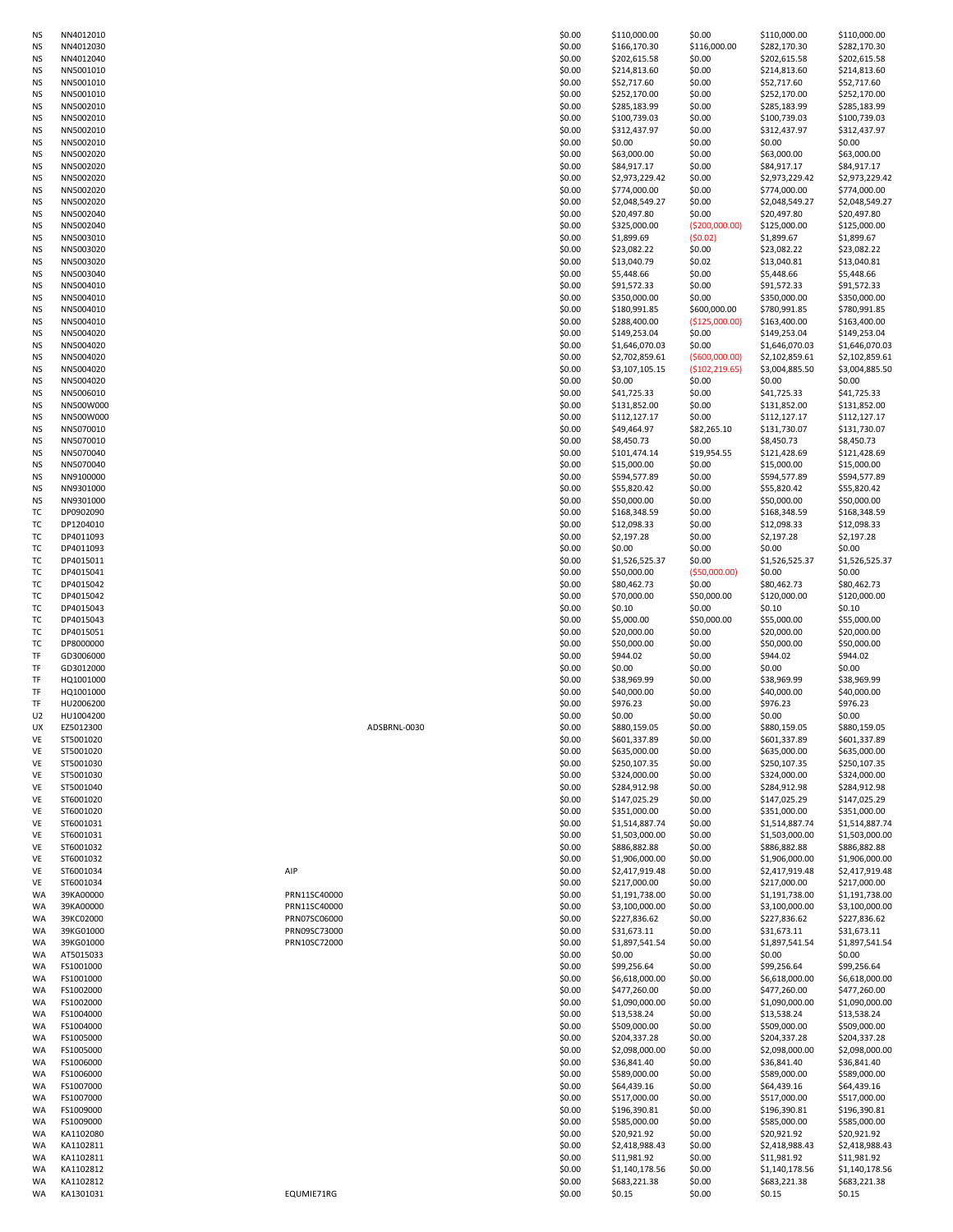| | | | | | | | | |
|---|---|---|---|---|---|---|---|---|
| NS | NN4012010 | | | $0.00 | $110,000.00 | $0.00 | $110,000.00 | $110,000.00 |
| NS | NN4012030 | | | $0.00 | $166,170.30 | $116,000.00 | $282,170.30 | $282,170.30 |
| NS | NN4012040 | | | $0.00 | $202,615.58 | $0.00 | $202,615.58 | $202,615.58 |
| NS | NN5001010 | | | $0.00 | $214,813.60 | $0.00 | $214,813.60 | $214,813.60 |
| NS | NN5001010 | | | $0.00 | $52,717.60 | $0.00 | $52,717.60 | $52,717.60 |
| NS | NN5001010 | | | $0.00 | $252,170.00 | $0.00 | $252,170.00 | $252,170.00 |
| NS | NN5002010 | | | $0.00 | $285,183.99 | $0.00 | $285,183.99 | $285,183.99 |
| NS | NN5002010 | | | $0.00 | $100,739.03 | $0.00 | $100,739.03 | $100,739.03 |
| NS | NN5002010 | | | $0.00 | $312,437.97 | $0.00 | $312,437.97 | $312,437.97 |
| NS | NN5002010 | | | $0.00 | $0.00 | $0.00 | $0.00 | $0.00 |
| NS | NN5002020 | | | $0.00 | $63,000.00 | $0.00 | $63,000.00 | $63,000.00 |
| NS | NN5002020 | | | $0.00 | $84,917.17 | $0.00 | $84,917.17 | $84,917.17 |
| NS | NN5002020 | | | $0.00 | $2,973,229.42 | $0.00 | $2,973,229.42 | $2,973,229.42 |
| NS | NN5002020 | | | $0.00 | $774,000.00 | $0.00 | $774,000.00 | $774,000.00 |
| NS | NN5002020 | | | $0.00 | $2,048,549.27 | $0.00 | $2,048,549.27 | $2,048,549.27 |
| NS | NN5002040 | | | $0.00 | $20,497.80 | $0.00 | $20,497.80 | $20,497.80 |
| NS | NN5002040 | | | $0.00 | $325,000.00 | ($200,000.00) | $125,000.00 | $125,000.00 |
| NS | NN5003010 | | | $0.00 | $1,899.69 | ($0.02) | $1,899.67 | $1,899.67 |
| NS | NN5003020 | | | $0.00 | $23,082.22 | $0.00 | $23,082.22 | $23,082.22 |
| NS | NN5003020 | | | $0.00 | $13,040.79 | $0.02 | $13,040.81 | $13,040.81 |
| NS | NN5003040 | | | $0.00 | $5,448.66 | $0.00 | $5,448.66 | $5,448.66 |
| NS | NN5004010 | | | $0.00 | $91,572.33 | $0.00 | $91,572.33 | $91,572.33 |
| NS | NN5004010 | | | $0.00 | $350,000.00 | $0.00 | $350,000.00 | $350,000.00 |
| NS | NN5004010 | | | $0.00 | $180,991.85 | $600,000.00 | $780,991.85 | $780,991.85 |
| NS | NN5004010 | | | $0.00 | $288,400.00 | ($125,000.00) | $163,400.00 | $163,400.00 |
| NS | NN5004020 | | | $0.00 | $149,253.04 | $0.00 | $149,253.04 | $149,253.04 |
| NS | NN5004020 | | | $0.00 | $1,646,070.03 | $0.00 | $1,646,070.03 | $1,646,070.03 |
| NS | NN5004020 | | | $0.00 | $2,702,859.61 | ($600,000.00) | $2,102,859.61 | $2,102,859.61 |
| NS | NN5004020 | | | $0.00 | $3,107,105.15 | ($102,219.65) | $3,004,885.50 | $3,004,885.50 |
| NS | NN5004020 | | | $0.00 | $0.00 | $0.00 | $0.00 | $0.00 |
| NS | NN5006010 | | | $0.00 | $41,725.33 | $0.00 | $41,725.33 | $41,725.33 |
| NS | NN500W000 | | | $0.00 | $131,852.00 | $0.00 | $131,852.00 | $131,852.00 |
| NS | NN500W000 | | | $0.00 | $112,127.17 | $0.00 | $112,127.17 | $112,127.17 |
| NS | NN5070010 | | | $0.00 | $49,464.97 | $82,265.10 | $131,730.07 | $131,730.07 |
| NS | NN5070010 | | | $0.00 | $8,450.73 | $0.00 | $8,450.73 | $8,450.73 |
| NS | NN5070040 | | | $0.00 | $101,474.14 | $19,954.55 | $121,428.69 | $121,428.69 |
| NS | NN5070040 | | | $0.00 | $15,000.00 | $0.00 | $15,000.00 | $15,000.00 |
| NS | NN9100000 | | | $0.00 | $594,577.89 | $0.00 | $594,577.89 | $594,577.89 |
| NS | NN9301000 | | | $0.00 | $55,820.42 | $0.00 | $55,820.42 | $55,820.42 |
| NS | NN9301000 | | | $0.00 | $50,000.00 | $0.00 | $50,000.00 | $50,000.00 |
| TC | DP0902090 | | | $0.00 | $168,348.59 | $0.00 | $168,348.59 | $168,348.59 |
| TC | DP1204010 | | | $0.00 | $12,098.33 | $0.00 | $12,098.33 | $12,098.33 |
| TC | DP4011093 | | | $0.00 | $2,197.28 | $0.00 | $2,197.28 | $2,197.28 |
| TC | DP4011093 | | | $0.00 | $0.00 | $0.00 | $0.00 | $0.00 |
| TC | DP4015011 | | | $0.00 | $1,526,525.37 | $0.00 | $1,526,525.37 | $1,526,525.37 |
| TC | DP4015041 | | | $0.00 | $50,000.00 | ($50,000.00) | $0.00 | $0.00 |
| TC | DP4015042 | | | $0.00 | $80,462.73 | $0.00 | $80,462.73 | $80,462.73 |
| TC | DP4015042 | | | $0.00 | $70,000.00 | $50,000.00 | $120,000.00 | $120,000.00 |
| TC | DP4015043 | | | $0.00 | $0.10 | $0.00 | $0.10 | $0.10 |
| TC | DP4015043 | | | $0.00 | $5,000.00 | $50,000.00 | $55,000.00 | $55,000.00 |
| TC | DP4015051 | | | $0.00 | $20,000.00 | $0.00 | $20,000.00 | $20,000.00 |
| TC | DP8000000 | | | $0.00 | $50,000.00 | $0.00 | $50,000.00 | $50,000.00 |
| TF | GD3006000 | | | $0.00 | $944.02 | $0.00 | $944.02 | $944.02 |
| TF | GD3012000 | | | $0.00 | $0.00 | $0.00 | $0.00 | $0.00 |
| TF | HQ1001000 | | | $0.00 | $38,969.99 | $0.00 | $38,969.99 | $38,969.99 |
| TF | HQ1001000 | | | $0.00 | $40,000.00 | $0.00 | $40,000.00 | $40,000.00 |
| TF | HU2006200 | | | $0.00 | $976.23 | $0.00 | $976.23 | $976.23 |
| U2 | HU1004200 | | | $0.00 | $0.00 | $0.00 | $0.00 | $0.00 |
| UX | EZ5012300 | | ADSBRNL-0030 | $0.00 | $880,159.05 | $0.00 | $880,159.05 | $880,159.05 |
| VE | ST5001020 | | | $0.00 | $601,337.89 | $0.00 | $601,337.89 | $601,337.89 |
| VE | ST5001020 | | | $0.00 | $635,000.00 | $0.00 | $635,000.00 | $635,000.00 |
| VE | ST5001030 | | | $0.00 | $250,107.35 | $0.00 | $250,107.35 | $250,107.35 |
| VE | ST5001030 | | | $0.00 | $324,000.00 | $0.00 | $324,000.00 | $324,000.00 |
| VE | ST5001040 | | | $0.00 | $284,912.98 | $0.00 | $284,912.98 | $284,912.98 |
| VE | ST6001020 | | | $0.00 | $147,025.29 | $0.00 | $147,025.29 | $147,025.29 |
| VE | ST6001020 | | | $0.00 | $351,000.00 | $0.00 | $351,000.00 | $351,000.00 |
| VE | ST6001031 | | | $0.00 | $1,514,887.74 | $0.00 | $1,514,887.74 | $1,514,887.74 |
| VE | ST6001031 | | | $0.00 | $1,503,000.00 | $0.00 | $1,503,000.00 | $1,503,000.00 |
| VE | ST6001032 | | | $0.00 | $886,882.88 | $0.00 | $886,882.88 | $886,882.88 |
| VE | ST6001032 | | | $0.00 | $1,906,000.00 | $0.00 | $1,906,000.00 | $1,906,000.00 |
| VE | ST6001034 | AIP | | $0.00 | $2,417,919.48 | $0.00 | $2,417,919.48 | $2,417,919.48 |
| VE | ST6001034 | | | $0.00 | $217,000.00 | $0.00 | $217,000.00 | $217,000.00 |
| WA | 39KA00000 | PRN11SC40000 | | $0.00 | $1,191,738.00 | $0.00 | $1,191,738.00 | $1,191,738.00 |
| WA | 39KA00000 | PRN11SC40000 | | $0.00 | $3,100,000.00 | $0.00 | $3,100,000.00 | $3,100,000.00 |
| WA | 39KC02000 | PRN07SC06000 | | $0.00 | $227,836.62 | $0.00 | $227,836.62 | $227,836.62 |
| WA | 39KG01000 | PRN09SC73000 | | $0.00 | $31,673.11 | $0.00 | $31,673.11 | $31,673.11 |
| WA | 39KG01000 | PRN10SC72000 | | $0.00 | $1,897,541.54 | $0.00 | $1,897,541.54 | $1,897,541.54 |
| WA | AT5015033 | | | $0.00 | $0.00 | $0.00 | $0.00 | $0.00 |
| WA | FS1001000 | | | $0.00 | $99,256.64 | $0.00 | $99,256.64 | $99,256.64 |
| WA | FS1001000 | | | $0.00 | $6,618,000.00 | $0.00 | $6,618,000.00 | $6,618,000.00 |
| WA | FS1002000 | | | $0.00 | $477,260.00 | $0.00 | $477,260.00 | $477,260.00 |
| WA | FS1002000 | | | $0.00 | $1,090,000.00 | $0.00 | $1,090,000.00 | $1,090,000.00 |
| WA | FS1004000 | | | $0.00 | $13,538.24 | $0.00 | $13,538.24 | $13,538.24 |
| WA | FS1004000 | | | $0.00 | $509,000.00 | $0.00 | $509,000.00 | $509,000.00 |
| WA | FS1005000 | | | $0.00 | $204,337.28 | $0.00 | $204,337.28 | $204,337.28 |
| WA | FS1005000 | | | $0.00 | $2,098,000.00 | $0.00 | $2,098,000.00 | $2,098,000.00 |
| WA | FS1006000 | | | $0.00 | $36,841.40 | $0.00 | $36,841.40 | $36,841.40 |
| WA | FS1006000 | | | $0.00 | $589,000.00 | $0.00 | $589,000.00 | $589,000.00 |
| WA | FS1007000 | | | $0.00 | $64,439.16 | $0.00 | $64,439.16 | $64,439.16 |
| WA | FS1007000 | | | $0.00 | $517,000.00 | $0.00 | $517,000.00 | $517,000.00 |
| WA | FS1009000 | | | $0.00 | $196,390.81 | $0.00 | $196,390.81 | $196,390.81 |
| WA | FS1009000 | | | $0.00 | $585,000.00 | $0.00 | $585,000.00 | $585,000.00 |
| WA | KA1102080 | | | $0.00 | $20,921.92 | $0.00 | $20,921.92 | $20,921.92 |
| WA | KA1102811 | | | $0.00 | $2,418,988.43 | $0.00 | $2,418,988.43 | $2,418,988.43 |
| WA | KA1102811 | | | $0.00 | $11,981.92 | $0.00 | $11,981.92 | $11,981.92 |
| WA | KA1102812 | | | $0.00 | $1,140,178.56 | $0.00 | $1,140,178.56 | $1,140,178.56 |
| WA | KA1102812 | | | $0.00 | $683,221.38 | $0.00 | $683,221.38 | $683,221.38 |
| WA | KA1301031 | EQUMIE71RG | | $0.00 | $0.15 | $0.00 | $0.15 | $0.15 |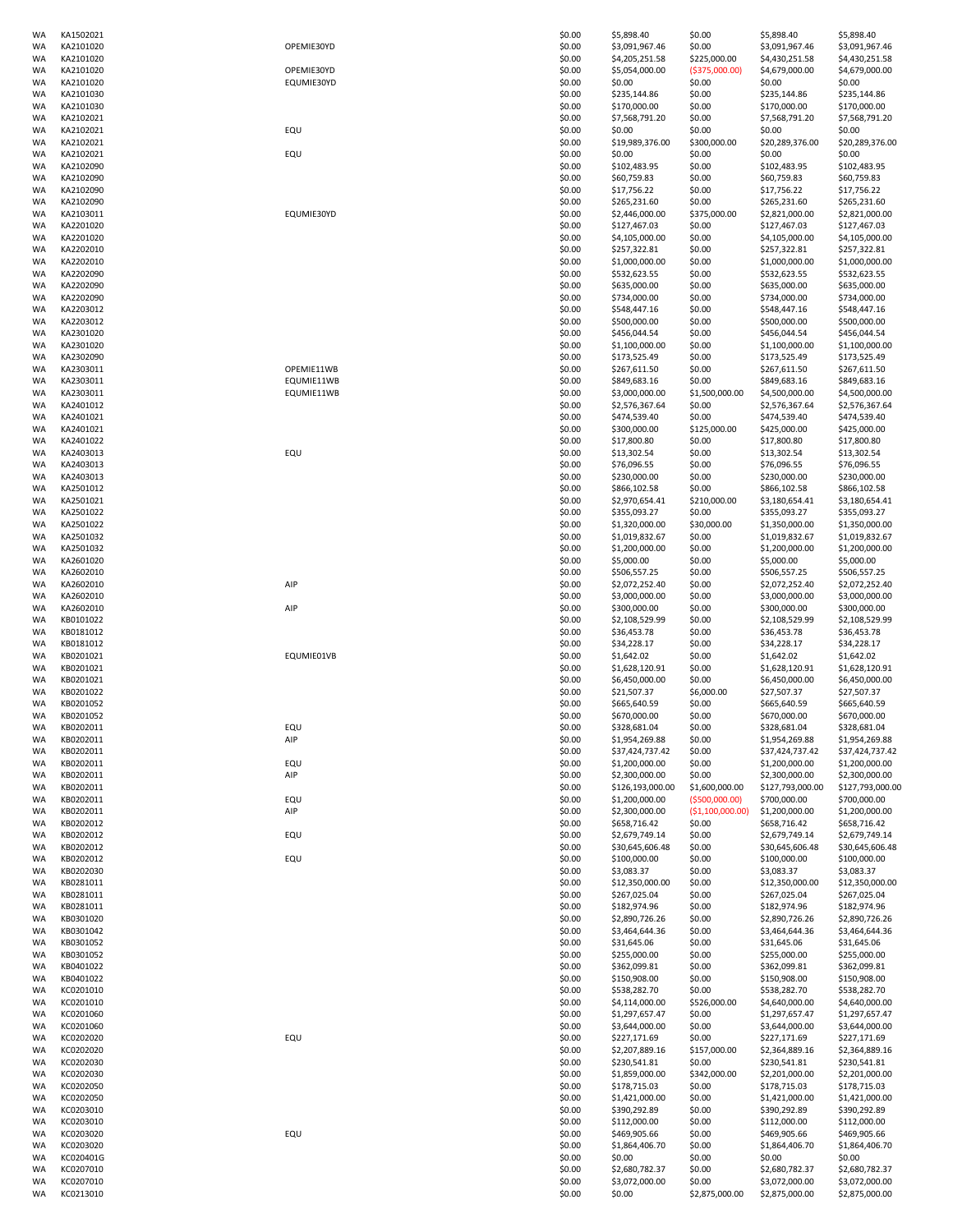| | | | | | | | |
|---|---|---|---|---|---|---|---|
| WA | KA1502021 | | $0.00 | $5,898.40 | $0.00 | $5,898.40 | $5,898.40 |
| WA | KA2101020 | OPEMIE30YD | $0.00 | $3,091,967.46 | $0.00 | $3,091,967.46 | $3,091,967.46 |
| WA | KA2101020 | | $0.00 | $4,205,251.58 | $225,000.00 | $4,430,251.58 | $4,430,251.58 |
| WA | KA2101020 | OPEMIE30YD | $0.00 | $5,054,000.00 | ($375,000.00) | $4,679,000.00 | $4,679,000.00 |
| WA | KA2101020 | EQUMIE30YD | $0.00 | $0.00 | $0.00 | $0.00 | $0.00 |
| WA | KA2101030 | | $0.00 | $235,144.86 | $0.00 | $235,144.86 | $235,144.86 |
| WA | KA2101030 | | $0.00 | $170,000.00 | $0.00 | $170,000.00 | $170,000.00 |
| WA | KA2102021 | | $0.00 | $7,568,791.20 | $0.00 | $7,568,791.20 | $7,568,791.20 |
| WA | KA2102021 | EQU | $0.00 | $0.00 | $0.00 | $0.00 | $0.00 |
| WA | KA2102021 | | $0.00 | $19,989,376.00 | $300,000.00 | $20,289,376.00 | $20,289,376.00 |
| WA | KA2102021 | EQU | $0.00 | $0.00 | $0.00 | $0.00 | $0.00 |
| WA | KA2102090 | | $0.00 | $102,483.95 | $0.00 | $102,483.95 | $102,483.95 |
| WA | KA2102090 | | $0.00 | $60,759.83 | $0.00 | $60,759.83 | $60,759.83 |
| WA | KA2102090 | | $0.00 | $17,756.22 | $0.00 | $17,756.22 | $17,756.22 |
| WA | KA2102090 | | $0.00 | $265,231.60 | $0.00 | $265,231.60 | $265,231.60 |
| WA | KA2103011 | EQUMIE30YD | $0.00 | $2,446,000.00 | $375,000.00 | $2,821,000.00 | $2,821,000.00 |
| WA | KA2201020 | | $0.00 | $127,467.03 | $0.00 | $127,467.03 | $127,467.03 |
| WA | KA2201020 | | $0.00 | $4,105,000.00 | $0.00 | $4,105,000.00 | $4,105,000.00 |
| WA | KA2202010 | | $0.00 | $257,322.81 | $0.00 | $257,322.81 | $257,322.81 |
| WA | KA2202010 | | $0.00 | $1,000,000.00 | $0.00 | $1,000,000.00 | $1,000,000.00 |
| WA | KA2202090 | | $0.00 | $532,623.55 | $0.00 | $532,623.55 | $532,623.55 |
| WA | KA2202090 | | $0.00 | $635,000.00 | $0.00 | $635,000.00 | $635,000.00 |
| WA | KA2202090 | | $0.00 | $734,000.00 | $0.00 | $734,000.00 | $734,000.00 |
| WA | KA2203012 | | $0.00 | $548,447.16 | $0.00 | $548,447.16 | $548,447.16 |
| WA | KA2203012 | | $0.00 | $500,000.00 | $0.00 | $500,000.00 | $500,000.00 |
| WA | KA2301020 | | $0.00 | $456,044.54 | $0.00 | $456,044.54 | $456,044.54 |
| WA | KA2301020 | | $0.00 | $1,100,000.00 | $0.00 | $1,100,000.00 | $1,100,000.00 |
| WA | KA2302090 | | $0.00 | $173,525.49 | $0.00 | $173,525.49 | $173,525.49 |
| WA | KA2303011 | OPEMIE11WB | $0.00 | $267,611.50 | $0.00 | $267,611.50 | $267,611.50 |
| WA | KA2303011 | EQUMIE11WB | $0.00 | $849,683.16 | $0.00 | $849,683.16 | $849,683.16 |
| WA | KA2303011 | EQUMIE11WB | $0.00 | $3,000,000.00 | $1,500,000.00 | $4,500,000.00 | $4,500,000.00 |
| WA | KA2401012 | | $0.00 | $2,576,367.64 | $0.00 | $2,576,367.64 | $2,576,367.64 |
| WA | KA2401021 | | $0.00 | $474,539.40 | $0.00 | $474,539.40 | $474,539.40 |
| WA | KA2401021 | | $0.00 | $300,000.00 | $125,000.00 | $425,000.00 | $425,000.00 |
| WA | KA2401022 | | $0.00 | $17,800.80 | $0.00 | $17,800.80 | $17,800.80 |
| WA | KA2403013 | EQU | $0.00 | $13,302.54 | $0.00 | $13,302.54 | $13,302.54 |
| WA | KA2403013 | | $0.00 | $76,096.55 | $0.00 | $76,096.55 | $76,096.55 |
| WA | KA2403013 | | $0.00 | $230,000.00 | $0.00 | $230,000.00 | $230,000.00 |
| WA | KA2501012 | | $0.00 | $866,102.58 | $0.00 | $866,102.58 | $866,102.58 |
| WA | KA2501021 | | $0.00 | $2,970,654.41 | $210,000.00 | $3,180,654.41 | $3,180,654.41 |
| WA | KA2501022 | | $0.00 | $355,093.27 | $0.00 | $355,093.27 | $355,093.27 |
| WA | KA2501022 | | $0.00 | $1,320,000.00 | $30,000.00 | $1,350,000.00 | $1,350,000.00 |
| WA | KA2501032 | | $0.00 | $1,019,832.67 | $0.00 | $1,019,832.67 | $1,019,832.67 |
| WA | KA2501032 | | $0.00 | $1,200,000.00 | $0.00 | $1,200,000.00 | $1,200,000.00 |
| WA | KA2601020 | | $0.00 | $5,000.00 | $0.00 | $5,000.00 | $5,000.00 |
| WA | KA2602010 | | $0.00 | $506,557.25 | $0.00 | $506,557.25 | $506,557.25 |
| WA | KA2602010 | AIP | $0.00 | $2,072,252.40 | $0.00 | $2,072,252.40 | $2,072,252.40 |
| WA | KA2602010 | | $0.00 | $3,000,000.00 | $0.00 | $3,000,000.00 | $3,000,000.00 |
| WA | KA2602010 | AIP | $0.00 | $300,000.00 | $0.00 | $300,000.00 | $300,000.00 |
| WA | KB0101022 | | $0.00 | $2,108,529.99 | $0.00 | $2,108,529.99 | $2,108,529.99 |
| WA | KB0181012 | | $0.00 | $36,453.78 | $0.00 | $36,453.78 | $36,453.78 |
| WA | KB0181012 | | $0.00 | $34,228.17 | $0.00 | $34,228.17 | $34,228.17 |
| WA | KB0201021 | EQUMIE01VB | $0.00 | $1,642.02 | $0.00 | $1,642.02 | $1,642.02 |
| WA | KB0201021 | | $0.00 | $1,628,120.91 | $0.00 | $1,628,120.91 | $1,628,120.91 |
| WA | KB0201021 | | $0.00 | $6,450,000.00 | $0.00 | $6,450,000.00 | $6,450,000.00 |
| WA | KB0201022 | | $0.00 | $21,507.37 | $6,000.00 | $27,507.37 | $27,507.37 |
| WA | KB0201052 | | $0.00 | $665,640.59 | $0.00 | $665,640.59 | $665,640.59 |
| WA | KB0201052 | | $0.00 | $670,000.00 | $0.00 | $670,000.00 | $670,000.00 |
| WA | KB0202011 | EQU | $0.00 | $328,681.04 | $0.00 | $328,681.04 | $328,681.04 |
| WA | KB0202011 | AIP | $0.00 | $1,954,269.88 | $0.00 | $1,954,269.88 | $1,954,269.88 |
| WA | KB0202011 | | $0.00 | $37,424,737.42 | $0.00 | $37,424,737.42 | $37,424,737.42 |
| WA | KB0202011 | EQU | $0.00 | $1,200,000.00 | $0.00 | $1,200,000.00 | $1,200,000.00 |
| WA | KB0202011 | AIP | $0.00 | $2,300,000.00 | $0.00 | $2,300,000.00 | $2,300,000.00 |
| WA | KB0202011 | | $0.00 | $126,193,000.00 | $1,600,000.00 | $127,793,000.00 | $127,793,000.00 |
| WA | KB0202011 | EQU | $0.00 | $1,200,000.00 | ($500,000.00) | $700,000.00 | $700,000.00 |
| WA | KB0202011 | AIP | $0.00 | $2,300,000.00 | ($1,100,000.00) | $1,200,000.00 | $1,200,000.00 |
| WA | KB0202012 | | $0.00 | $658,716.42 | $0.00 | $658,716.42 | $658,716.42 |
| WA | KB0202012 | EQU | $0.00 | $2,679,749.14 | $0.00 | $2,679,749.14 | $2,679,749.14 |
| WA | KB0202012 | | $0.00 | $30,645,606.48 | $0.00 | $30,645,606.48 | $30,645,606.48 |
| WA | KB0202012 | EQU | $0.00 | $100,000.00 | $0.00 | $100,000.00 | $100,000.00 |
| WA | KB0202030 | | $0.00 | $3,083.37 | $0.00 | $3,083.37 | $3,083.37 |
| WA | KB0281011 | | $0.00 | $12,350,000.00 | $0.00 | $12,350,000.00 | $12,350,000.00 |
| WA | KB0281011 | | $0.00 | $267,025.04 | $0.00 | $267,025.04 | $267,025.04 |
| WA | KB0281011 | | $0.00 | $182,974.96 | $0.00 | $182,974.96 | $182,974.96 |
| WA | KB0301020 | | $0.00 | $2,890,726.26 | $0.00 | $2,890,726.26 | $2,890,726.26 |
| WA | KB0301042 | | $0.00 | $3,464,644.36 | $0.00 | $3,464,644.36 | $3,464,644.36 |
| WA | KB0301052 | | $0.00 | $31,645.06 | $0.00 | $31,645.06 | $31,645.06 |
| WA | KB0301052 | | $0.00 | $255,000.00 | $0.00 | $255,000.00 | $255,000.00 |
| WA | KB0401022 | | $0.00 | $362,099.81 | $0.00 | $362,099.81 | $362,099.81 |
| WA | KB0401022 | | $0.00 | $150,908.00 | $0.00 | $150,908.00 | $150,908.00 |
| WA | KC0201010 | | $0.00 | $538,282.70 | $0.00 | $538,282.70 | $538,282.70 |
| WA | KC0201010 | | $0.00 | $4,114,000.00 | $526,000.00 | $4,640,000.00 | $4,640,000.00 |
| WA | KC0201060 | | $0.00 | $1,297,657.47 | $0.00 | $1,297,657.47 | $1,297,657.47 |
| WA | KC0201060 | | $0.00 | $3,644,000.00 | $0.00 | $3,644,000.00 | $3,644,000.00 |
| WA | KC0202020 | EQU | $0.00 | $227,171.69 | $0.00 | $227,171.69 | $227,171.69 |
| WA | KC0202020 | | $0.00 | $2,207,889.16 | $157,000.00 | $2,364,889.16 | $2,364,889.16 |
| WA | KC0202030 | | $0.00 | $230,541.81 | $0.00 | $230,541.81 | $230,541.81 |
| WA | KC0202030 | | $0.00 | $1,859,000.00 | $342,000.00 | $2,201,000.00 | $2,201,000.00 |
| WA | KC0202050 | | $0.00 | $178,715.03 | $0.00 | $178,715.03 | $178,715.03 |
| WA | KC0202050 | | $0.00 | $1,421,000.00 | $0.00 | $1,421,000.00 | $1,421,000.00 |
| WA | KC0203010 | | $0.00 | $390,292.89 | $0.00 | $390,292.89 | $390,292.89 |
| WA | KC0203010 | | $0.00 | $112,000.00 | $0.00 | $112,000.00 | $112,000.00 |
| WA | KC0203020 | EQU | $0.00 | $469,905.66 | $0.00 | $469,905.66 | $469,905.66 |
| WA | KC0203020 | | $0.00 | $1,864,406.70 | $0.00 | $1,864,406.70 | $1,864,406.70 |
| WA | KC020401G | | $0.00 | $0.00 | $0.00 | $0.00 | $0.00 |
| WA | KC0207010 | | $0.00 | $2,680,782.37 | $0.00 | $2,680,782.37 | $2,680,782.37 |
| WA | KC0207010 | | $0.00 | $3,072,000.00 | $0.00 | $3,072,000.00 | $3,072,000.00 |
| WA | KC0213010 | | $0.00 | $0.00 | $2,875,000.00 | $2,875,000.00 | $2,875,000.00 |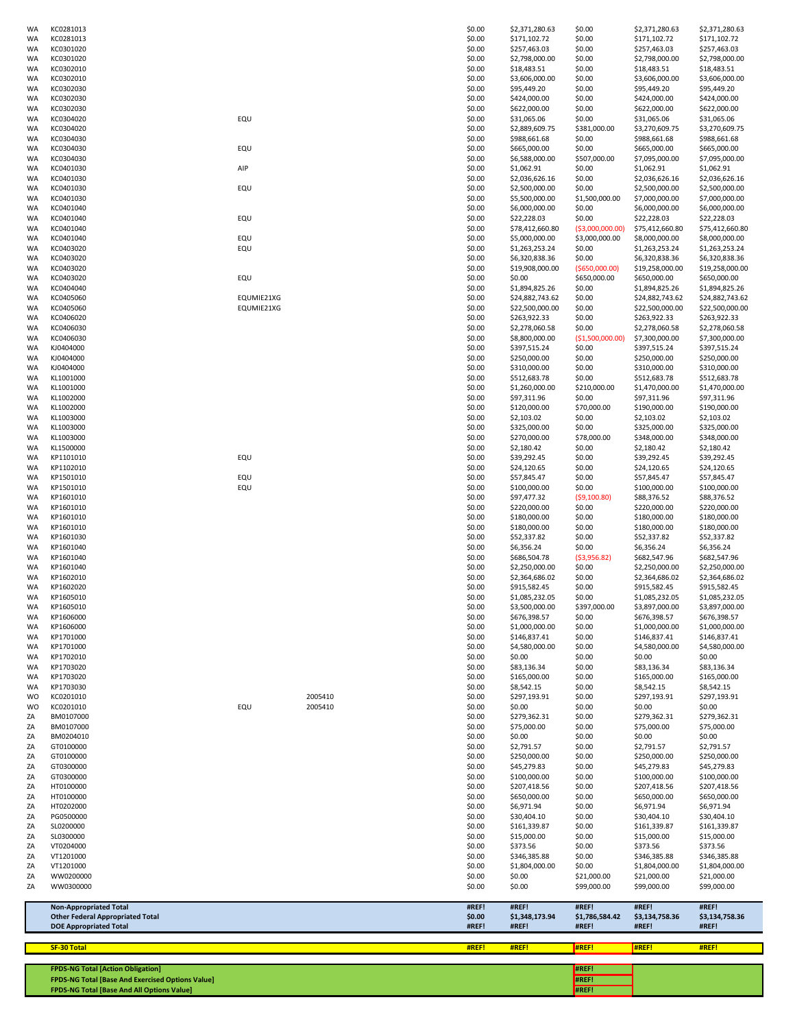| | | | | | | | | |
|---|---|---|---|---|---|---|---|---|
| WA | KC0281013 | | | $0.00 | $2,371,280.63 | $0.00 | $2,371,280.63 | $2,371,280.63 |
| WA | KC0281013 | | | $0.00 | $171,102.72 | $0.00 | $171,102.72 | $171,102.72 |
| WA | KC0301020 | | | $0.00 | $257,463.03 | $0.00 | $257,463.03 | $257,463.03 |
| WA | KC0301020 | | | $0.00 | $2,798,000.00 | $0.00 | $2,798,000.00 | $2,798,000.00 |
| WA | KC0302010 | | | $0.00 | $18,483.51 | $0.00 | $18,483.51 | $18,483.51 |
| WA | KC0302010 | | | $0.00 | $3,606,000.00 | $0.00 | $3,606,000.00 | $3,606,000.00 |
| WA | KC0302030 | | | $0.00 | $95,449.20 | $0.00 | $95,449.20 | $95,449.20 |
| WA | KC0302030 | | | $0.00 | $424,000.00 | $0.00 | $424,000.00 | $424,000.00 |
| WA | KC0302030 | | | $0.00 | $622,000.00 | $0.00 | $622,000.00 | $622,000.00 |
| WA | KC0304020 | EQU | | $0.00 | $31,065.06 | $0.00 | $31,065.06 | $31,065.06 |
| WA | KC0304020 | | | $0.00 | $2,889,609.75 | $381,000.00 | $3,270,609.75 | $3,270,609.75 |
| WA | KC0304030 | | | $0.00 | $988,661.68 | $0.00 | $988,661.68 | $988,661.68 |
| WA | KC0304030 | EQU | | $0.00 | $665,000.00 | $0.00 | $665,000.00 | $665,000.00 |
| WA | KC0304030 | | | $0.00 | $6,588,000.00 | $507,000.00 | $7,095,000.00 | $7,095,000.00 |
| WA | KC0401030 | AIP | | $0.00 | $1,062.91 | $0.00 | $1,062.91 | $1,062.91 |
| WA | KC0401030 | | | $0.00 | $2,036,626.16 | $0.00 | $2,036,626.16 | $2,036,626.16 |
| WA | KC0401030 | EQU | | $0.00 | $2,500,000.00 | $0.00 | $2,500,000.00 | $2,500,000.00 |
| WA | KC0401030 | | | $0.00 | $5,500,000.00 | $1,500,000.00 | $7,000,000.00 | $7,000,000.00 |
| WA | KC0401040 | | | $0.00 | $6,000,000.00 | $0.00 | $6,000,000.00 | $6,000,000.00 |
| WA | KC0401040 | EQU | | $0.00 | $22,228.03 | $0.00 | $22,228.03 | $22,228.03 |
| WA | KC0401040 | | | $0.00 | $78,412,660.80 | ($3,000,000.00) | $75,412,660.80 | $75,412,660.80 |
| WA | KC0401040 | EQU | | $0.00 | $5,000,000.00 | $3,000,000.00 | $8,000,000.00 | $8,000,000.00 |
| WA | KC0403020 | EQU | | $0.00 | $1,263,253.24 | $0.00 | $1,263,253.24 | $1,263,253.24 |
| WA | KC0403020 | | | $0.00 | $6,320,838.36 | $0.00 | $6,320,838.36 | $6,320,838.36 |
| WA | KC0403020 | | | $0.00 | $19,908,000.00 | ($650,000.00) | $19,258,000.00 | $19,258,000.00 |
| WA | KC0403020 | EQU | | $0.00 | $0.00 | $650,000.00 | $650,000.00 | $650,000.00 |
| WA | KC0404040 | | | $0.00 | $1,894,825.26 | $0.00 | $1,894,825.26 | $1,894,825.26 |
| WA | KC0405060 | EQUMIE21XG | | $0.00 | $24,882,743.62 | $0.00 | $24,882,743.62 | $24,882,743.62 |
| WA | KC0405060 | EQUMIE21XG | | $0.00 | $22,500,000.00 | $0.00 | $22,500,000.00 | $22,500,000.00 |
| WA | KC0406020 | | | $0.00 | $263,922.33 | $0.00 | $263,922.33 | $263,922.33 |
| WA | KC0406030 | | | $0.00 | $2,278,060.58 | $0.00 | $2,278,060.58 | $2,278,060.58 |
| WA | KC0406030 | | | $0.00 | $8,800,000.00 | ($1,500,000.00) | $7,300,000.00 | $7,300,000.00 |
| WA | KJ0404000 | | | $0.00 | $397,515.24 | $0.00 | $397,515.24 | $397,515.24 |
| WA | KJ0404000 | | | $0.00 | $250,000.00 | $0.00 | $250,000.00 | $250,000.00 |
| WA | KJ0404000 | | | $0.00 | $310,000.00 | $0.00 | $310,000.00 | $310,000.00 |
| WA | KL1001000 | | | $0.00 | $512,683.78 | $0.00 | $512,683.78 | $512,683.78 |
| WA | KL1001000 | | | $0.00 | $1,260,000.00 | $210,000.00 | $1,470,000.00 | $1,470,000.00 |
| WA | KL1002000 | | | $0.00 | $97,311.96 | $0.00 | $97,311.96 | $97,311.96 |
| WA | KL1002000 | | | $0.00 | $120,000.00 | $70,000.00 | $190,000.00 | $190,000.00 |
| WA | KL1003000 | | | $0.00 | $2,103.02 | $0.00 | $2,103.02 | $2,103.02 |
| WA | KL1003000 | | | $0.00 | $325,000.00 | $0.00 | $325,000.00 | $325,000.00 |
| WA | KL1003000 | | | $0.00 | $270,000.00 | $78,000.00 | $348,000.00 | $348,000.00 |
| WA | KL1500000 | | | $0.00 | $2,180.42 | $0.00 | $2,180.42 | $2,180.42 |
| WA | KP1101010 | EQU | | $0.00 | $39,292.45 | $0.00 | $39,292.45 | $39,292.45 |
| WA | KP1102010 | | | $0.00 | $24,120.65 | $0.00 | $24,120.65 | $24,120.65 |
| WA | KP1501010 | EQU | | $0.00 | $57,845.47 | $0.00 | $57,845.47 | $57,845.47 |
| WA | KP1501010 | EQU | | $0.00 | $100,000.00 | $0.00 | $100,000.00 | $100,000.00 |
| WA | KP1601010 | | | $0.00 | $97,477.32 | ($9,100.80) | $88,376.52 | $88,376.52 |
| WA | KP1601010 | | | $0.00 | $220,000.00 | $0.00 | $220,000.00 | $220,000.00 |
| WA | KP1601010 | | | $0.00 | $180,000.00 | $0.00 | $180,000.00 | $180,000.00 |
| WA | KP1601010 | | | $0.00 | $180,000.00 | $0.00 | $180,000.00 | $180,000.00 |
| WA | KP1601030 | | | $0.00 | $52,337.82 | $0.00 | $52,337.82 | $52,337.82 |
| WA | KP1601040 | | | $0.00 | $6,356.24 | $0.00 | $6,356.24 | $6,356.24 |
| WA | KP1601040 | | | $0.00 | $686,504.78 | ($3,956.82) | $682,547.96 | $682,547.96 |
| WA | KP1601040 | | | $0.00 | $2,250,000.00 | $0.00 | $2,250,000.00 | $2,250,000.00 |
| WA | KP1602010 | | | $0.00 | $2,364,686.02 | $0.00 | $2,364,686.02 | $2,364,686.02 |
| WA | KP1602020 | | | $0.00 | $915,582.45 | $0.00 | $915,582.45 | $915,582.45 |
| WA | KP1605010 | | | $0.00 | $1,085,232.05 | $0.00 | $1,085,232.05 | $1,085,232.05 |
| WA | KP1605010 | | | $0.00 | $3,500,000.00 | $397,000.00 | $3,897,000.00 | $3,897,000.00 |
| WA | KP1606000 | | | $0.00 | $676,398.57 | $0.00 | $676,398.57 | $676,398.57 |
| WA | KP1606000 | | | $0.00 | $1,000,000.00 | $0.00 | $1,000,000.00 | $1,000,000.00 |
| WA | KP1701000 | | | $0.00 | $146,837.41 | $0.00 | $146,837.41 | $146,837.41 |
| WA | KP1701000 | | | $0.00 | $4,580,000.00 | $0.00 | $4,580,000.00 | $4,580,000.00 |
| WA | KP1702010 | | | $0.00 | $0.00 | $0.00 | $0.00 | $0.00 |
| WA | KP1703020 | | | $0.00 | $83,136.34 | $0.00 | $83,136.34 | $83,136.34 |
| WA | KP1703020 | | | $0.00 | $165,000.00 | $0.00 | $165,000.00 | $165,000.00 |
| WA | KP1703030 | | | $0.00 | $8,542.15 | $0.00 | $8,542.15 | $8,542.15 |
| WO | KC0201010 | | 2005410 | $0.00 | $297,193.91 | $0.00 | $297,193.91 | $297,193.91 |
| WO | KC0201010 | EQU | 2005410 | $0.00 | $0.00 | $0.00 | $0.00 | $0.00 |
| ZA | BM0107000 | | | $0.00 | $279,362.31 | $0.00 | $279,362.31 | $279,362.31 |
| ZA | BM0107000 | | | $0.00 | $75,000.00 | $0.00 | $75,000.00 | $75,000.00 |
| ZA | BM0204010 | | | $0.00 | $0.00 | $0.00 | $0.00 | $0.00 |
| ZA | GT0100000 | | | $0.00 | $2,791.57 | $0.00 | $2,791.57 | $2,791.57 |
| ZA | GT0100000 | | | $0.00 | $250,000.00 | $0.00 | $250,000.00 | $250,000.00 |
| ZA | GT0300000 | | | $0.00 | $45,279.83 | $0.00 | $45,279.83 | $45,279.83 |
| ZA | GT0300000 | | | $0.00 | $100,000.00 | $0.00 | $100,000.00 | $100,000.00 |
| ZA | HT0100000 | | | $0.00 | $207,418.56 | $0.00 | $207,418.56 | $207,418.56 |
| ZA | HT0100000 | | | $0.00 | $650,000.00 | $0.00 | $650,000.00 | $650,000.00 |
| ZA | HT0202000 | | | $0.00 | $6,971.94 | $0.00 | $6,971.94 | $6,971.94 |
| ZA | PG0500000 | | | $0.00 | $30,404.10 | $0.00 | $30,404.10 | $30,404.10 |
| ZA | SL0200000 | | | $0.00 | $161,339.87 | $0.00 | $161,339.87 | $161,339.87 |
| ZA | SL0300000 | | | $0.00 | $15,000.00 | $0.00 | $15,000.00 | $15,000.00 |
| ZA | VT0204000 | | | $0.00 | $373.56 | $0.00 | $373.56 | $373.56 |
| ZA | VT1201000 | | | $0.00 | $346,385.88 | $0.00 | $346,385.88 | $346,385.88 |
| ZA | VT1201000 | | | $0.00 | $1,804,000.00 | $0.00 | $1,804,000.00 | $1,804,000.00 |
| ZA | WW0200000 | | | $0.00 | $0.00 | $21,000.00 | $21,000.00 | $21,000.00 |
| ZA | WW0300000 | | | $0.00 | $0.00 | $99,000.00 | $99,000.00 | $99,000.00 |

| | | | | | |
|---|---|---|---|---|---|
| **Non-Appropriated Total** | **#REF!** | **#REF!** | **#REF!** | **#REF!** | **#REF!** |
| **Other Federal Appropriated Total** | **$0.00** | **$1,348,173.94** | **$1,786,584.42** | **$3,134,758.36** | **$3,134,758.36** |
| **DOE Appropriated Total** | **#REF!** | **#REF!** | **#REF!** | **#REF!** | **#REF!** |
| **SF-30 Total** | **#REF!** | **#REF!** | **#REF!** | **#REF!** | **#REF!** |

| | |
|---|---|
| **FPDS-NG Total [Action Obligation]** | **#REF!** |
| **FPDS-NG Total [Base And Exercised Options Value]** | **#REF!** |
| **FPDS-NG Total [Base And All Options Value]** | **#REF!** |